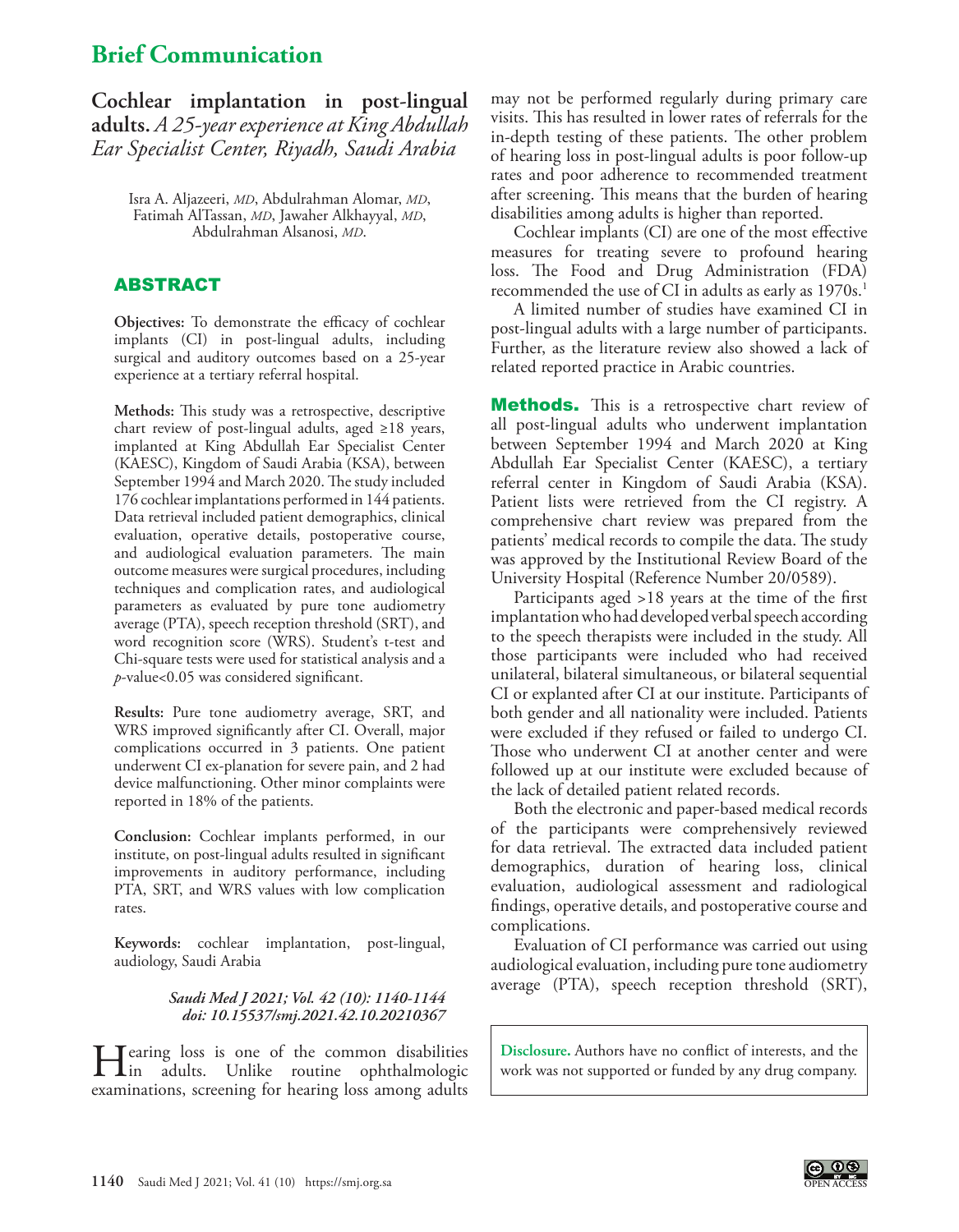## Brief Communication

# Cochlear implantation in post-lingual adults. *A 25-year experience at King Abdullah Ear Specialist Center, Riyadh, Saudi Arabia*

Isra A. Aljazeeri, *MD*, Abdulrahman Alomar, *MD*, Fatimah AlTassan, *MD*, Jawaher Alkhayyal, *MD*, Abdulrahman Alsanosi, *MD*.

## ABSTRACT

**Objectives:** To demonstrate the efficacy of cochlear implants (CI) in post-lingual adults, including surgical and auditory outcomes based on a 25-year experience at a tertiary referral hospital.

**Methods:** This study was a retrospective, descriptive chart review of post-lingual adults, aged ≥18 years, implanted at King Abdullah Ear Specialist Center (KAESC), Kingdom of Saudi Arabia (KSA), between September 1994 and March 2020. The study included 176 cochlear implantations performed in 144 patients. Data retrieval included patient demographics, clinical evaluation, operative details, postoperative course, and audiological evaluation parameters. The main outcome measures were surgical procedures, including techniques and complication rates, and audiological parameters as evaluated by pure tone audiometry average (PTA), speech reception threshold (SRT), and word recognition score (WRS). Student's t-test and Chi-square tests were used for statistical analysis and a $p$-value<0.05 was considered significant.

**Results:** Pure tone audiometry average, SRT, and WRS improved significantly after CI. Overall, major complications occurred in 3 patients. One patient underwent CI ex-planation for severe pain, and 2 had device malfunctioning. Other minor complaints were reported in 18% of the patients.

**Conclusion:** Cochlear implants performed, in our institute, on post-lingual adults resulted in significant improvements in auditory performance, including PTA, SRT, and WRS values with low complication rates.

**Keywords:** cochlear implantation, post-lingual, audiology, Saudi Arabia

***Saudi Med J 2021; Vol. 42 (10): 1140-1144***
***doi: 10.15537/smj.2021.42.10.20210367***

Hearing loss is one of the common disabilities in adults. Unlike routine ophthalmologic examinations, screening for hearing loss among adults may not be performed regularly during primary care visits. This has resulted in lower rates of referrals for the in-depth testing of these patients. The other problem of hearing loss in post-lingual adults is poor follow-up rates and poor adherence to recommended treatment after screening. This means that the burden of hearing disabilities among adults is higher than reported.

Cochlear implants (CI) are one of the most effective measures for treating severe to profound hearing loss. The Food and Drug Administration (FDA) recommended the use of CI in adults as early as 1970s.[1]

A limited number of studies have examined CI in post-lingual adults with a large number of participants. Further, as the literature review also showed a lack of related reported practice in Arabic countries.

**Methods.** This is a retrospective chart review of all post-lingual adults who underwent implantation between September 1994 and March 2020 at King Abdullah Ear Specialist Center (KAESC), a tertiary referral center in Kingdom of Saudi Arabia (KSA). Patient lists were retrieved from the CI registry. A comprehensive chart review was prepared from the patients' medical records to compile the data. The study was approved by the Institutional Review Board of the University Hospital (Reference Number 20/0589).

Participants aged >18 years at the time of the first implantation who had developed verbal speech according to the speech therapists were included in the study. All those participants were included who had received unilateral, bilateral simultaneous, or bilateral sequential CI or explanted after CI at our institute. Participants of both gender and all nationality were included. Patients were excluded if they refused or failed to undergo CI. Those who underwent CI at another center and were followed up at our institute were excluded because of the lack of detailed patient related records.

Both the electronic and paper-based medical records of the participants were comprehensively reviewed for data retrieval. The extracted data included patient demographics, duration of hearing loss, clinical evaluation, audiological assessment and radiological findings, operative details, and postoperative course and complications.

Evaluation of CI performance was carried out using audiological evaluation, including pure tone audiometry average (PTA), speech reception threshold (SRT),

**Disclosure.** Authors have no conflict of interests, and the work was not supported or funded by any drug company.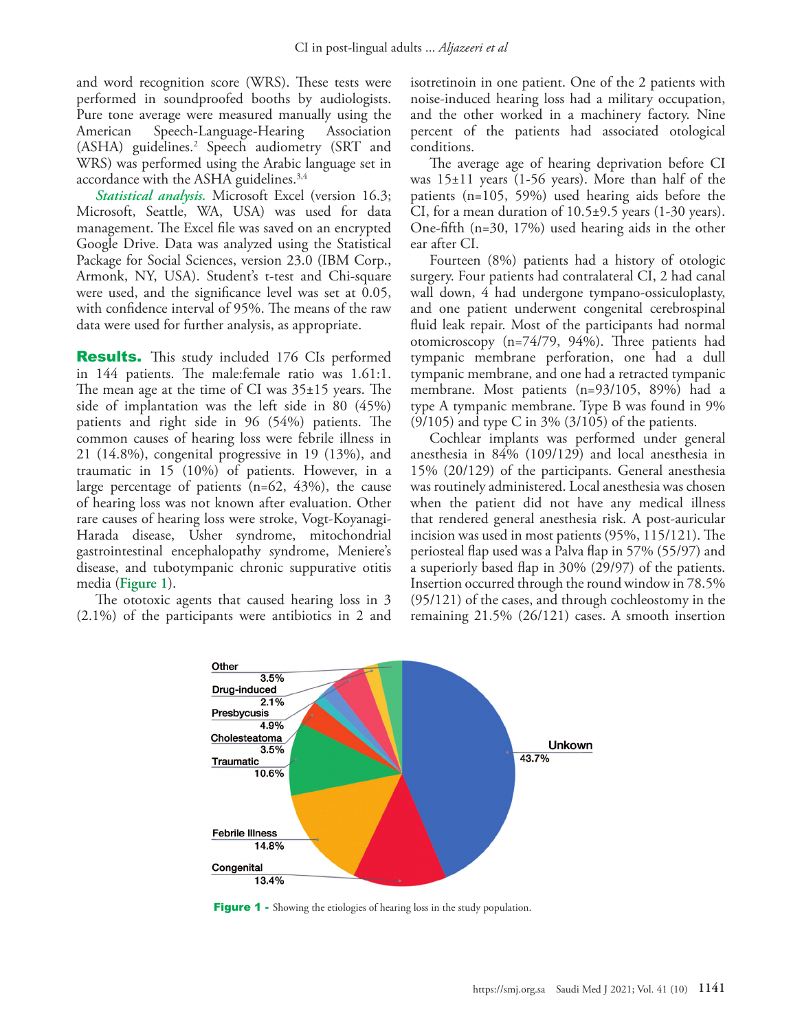and word recognition score (WRS). These tests were performed in soundproofed booths by audiologists. Pure tone average were measured manually using the American Speech-Language-Hearing Association (ASHA) guidelines.[2] Speech audiometry (SRT and WRS) was performed using the Arabic language set in accordance with the ASHA guidelines.[3,4]

***Statistical analysis.*** Microsoft Excel (version 16.3; Microsoft, Seattle, WA, USA) was used for data management. The Excel file was saved on an encrypted Google Drive. Data was analyzed using the Statistical Package for Social Sciences, version 23.0 (IBM Corp., Armonk, NY, USA). Student's t-test and Chi-square were used, and the significance level was set at 0.05, with confidence interval of 95%. The means of the raw data were used for further analysis, as appropriate.

**Results.** This study included 176 CIs performed in 144 patients. The male:female ratio was 1.61:1. The mean age at the time of CI was 35±15 years. The side of implantation was the left side in 80 (45%) patients and right side in 96 (54%) patients. The common causes of hearing loss were febrile illness in 21 (14.8%), congenital progressive in 19 (13%), and traumatic in 15 (10%) of patients. However, in a large percentage of patients (n=62, 43%), the cause of hearing loss was not known after evaluation. Other rare causes of hearing loss were stroke, Vogt-Koyanagi-Harada disease, Usher syndrome, mitochondrial gastrointestinal encephalopathy syndrome, Meniere's disease, and tubotympanic chronic suppurative otitis media (**Figure 1**).

The ototoxic agents that caused hearing loss in 3 (2.1%) of the participants were antibiotics in 2 and isotretinoin in one patient. One of the 2 patients with noise-induced hearing loss had a military occupation, and the other worked in a machinery factory. Nine percent of the patients had associated otological conditions.

The average age of hearing deprivation before CI was 15±11 years (1-56 years). More than half of the patients (n=105, 59%) used hearing aids before the CI, for a mean duration of 10.5±9.5 years (1-30 years). One-fifth (n=30, 17%) used hearing aids in the other ear after CI.

Fourteen (8%) patients had a history of otologic surgery. Four patients had contralateral CI, 2 had canal wall down, 4 had undergone tympano-ossiculoplasty, and one patient underwent congenital cerebrospinal fluid leak repair. Most of the participants had normal otomicroscopy (n=74/79, 94%). Three patients had tympanic membrane perforation, one had a dull tympanic membrane, and one had a retracted tympanic membrane. Most patients (n=93/105, 89%) had a type A tympanic membrane. Type B was found in 9% (9/105) and type C in 3% (3/105) of the patients.

Cochlear implants was performed under general anesthesia in 84% (109/129) and local anesthesia in 15% (20/129) of the participants. General anesthesia was routinely administered. Local anesthesia was chosen when the patient did not have any medical illness that rendered general anesthesia risk. A post-auricular incision was used in most patients (95%, 115/121). The periosteal flap used was a Palva flap in 57% (55/97) and a superiorly based flap in 30% (29/97) of the patients. Insertion occurred through the round window in 78.5% (95/121) of the cases, and through cochleostomy in the remaining 21.5% (26/121) cases. A smooth insertion

**Figure 1** - Showing the etiologies of hearing loss in the study population.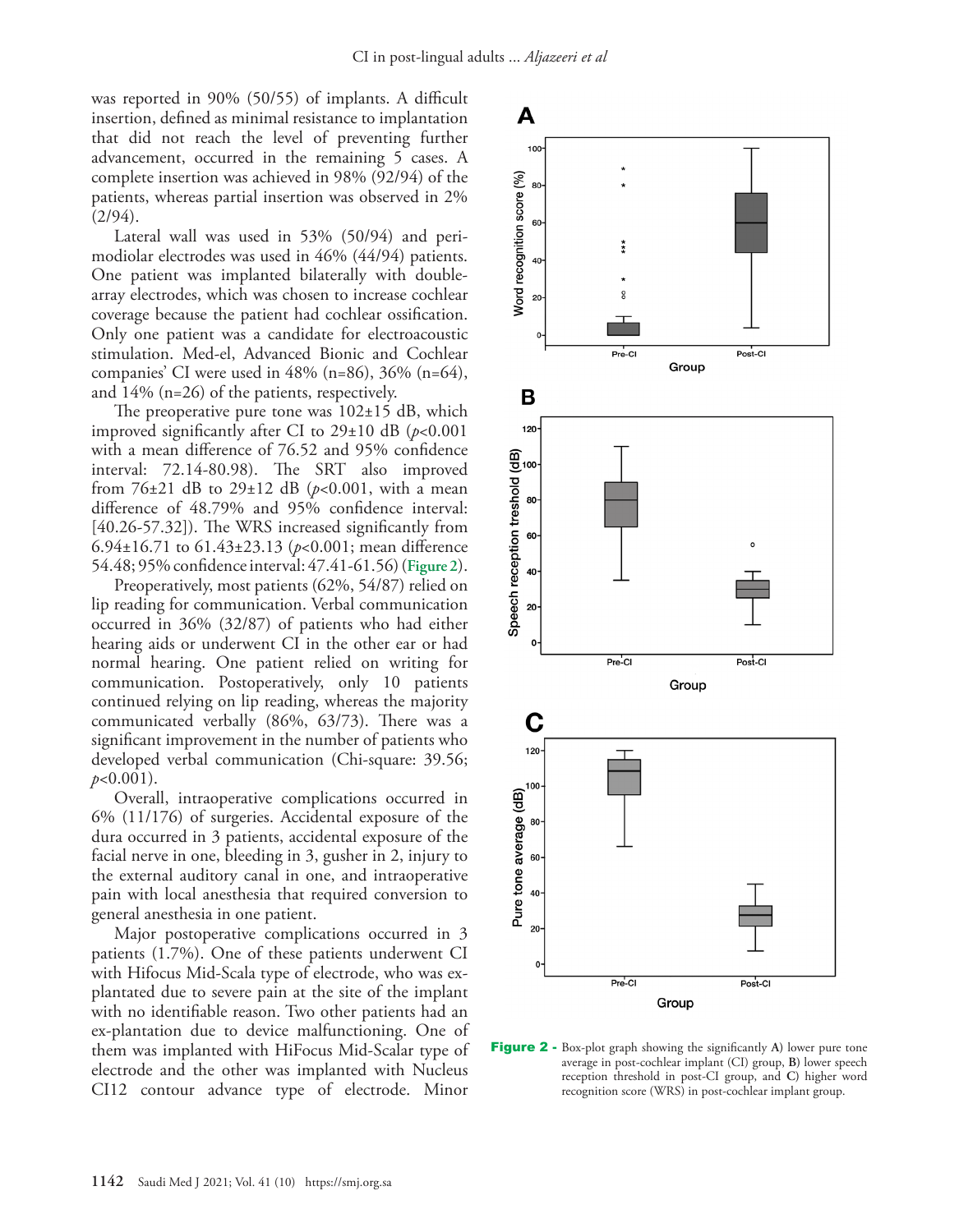was reported in 90% (50/55) of implants. A difficult insertion, defined as minimal resistance to implantation that did not reach the level of preventing further advancement, occurred in the remaining 5 cases. A complete insertion was achieved in 98% (92/94) of the patients, whereas partial insertion was observed in 2% (2/94).

Lateral wall was used in 53% (50/94) and peri-modiolar electrodes was used in 46% (44/94) patients. One patient was implanted bilaterally with double-array electrodes, which was chosen to increase cochlear coverage because the patient had cochlear ossification. Only one patient was a candidate for electroacoustic stimulation. Med-el, Advanced Bionic and Cochlear companies' CI were used in 48% (n=86), 36% (n=64), and 14% (n=26) of the patients, respectively.

The preoperative pure tone was 102±15 dB, which improved significantly after CI to 29±10 dB ($p<0.001$ with a mean difference of 76.52 and 95% confidence interval: 72.14-80.98). The SRT also improved from 76±21 dB to 29±12 dB ($p<0.001$, with a mean difference of 48.79% and 95% confidence interval: [40.26-57.32]). The WRS increased significantly from 6.94±16.71 to 61.43±23.13 ($p<0.001$; mean difference 54.48; 95% confidence interval: 47.41-61.56) (**Figure 2**).

Preoperatively, most patients (62%, 54/87) relied on lip reading for communication. Verbal communication occurred in 36% (32/87) of patients who had either hearing aids or underwent CI in the other ear or had normal hearing. One patient relied on writing for communication. Postoperatively, only 10 patients continued relying on lip reading, whereas the majority communicated verbally (86%, 63/73). There was a significant improvement in the number of patients who developed verbal communication (Chi-square: 39.56; $p<0.001$).

Overall, intraoperative complications occurred in 6% (11/176) of surgeries. Accidental exposure of the dura occurred in 3 patients, accidental exposure of the facial nerve in one, bleeding in 3, gusher in 2, injury to the external auditory canal in one, and intraoperative pain with local anesthesia that required conversion to general anesthesia in one patient.

Major postoperative complications occurred in 3 patients (1.7%). One of these patients underwent CI with Hifocus Mid-Scala type of electrode, who was ex-plantated due to severe pain at the site of the implant with no identifiable reason. Two other patients had an ex-plantation due to device malfunctioning. One of them was implanted with HiFocus Mid-Scalar type of electrode and the other was implanted with Nucleus CI12 contour advance type of electrode. Minor

**Figure 2 -** Box-plot graph showing the significantly **A**) lower pure tone average in post-cochlear implant (CI) group, **B**) lower speech reception threshold in post-CI group, and **C**) higher word recognition score (WRS) in post-cochlear implant group.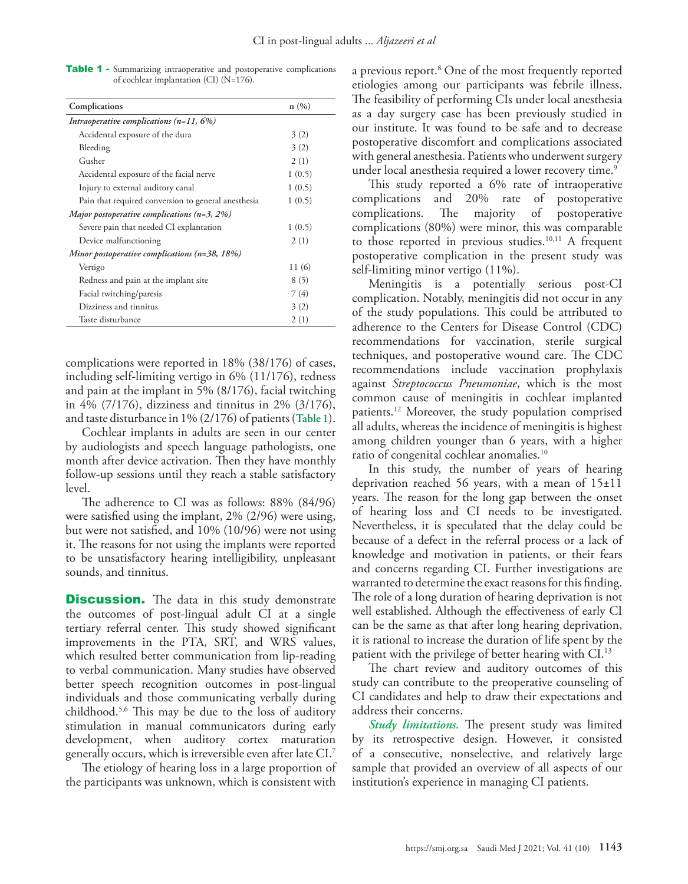**Table 1 -** Summarizing intraoperative and postoperative complications of cochlear implantation (CI) (N=176).

| Complications | n (%) |
|---|---|
| *Intraoperative complications (n=11, 6%)* | |
| Accidental exposure of the dura | 3 (2) |
| Bleeding | 3 (2) |
| Gusher | 2 (1) |
| Accidental exposure of the facial nerve | 1 (0.5) |
| Injury to external auditory canal | 1 (0.5) |
| Pain that required conversion to general anesthesia | 1 (0.5) |
| *Major postoperative complications (n=3, 2%)* | |
| Severe pain that needed CI explantation | 1 (0.5) |
| Device malfunctioning | 2 (1) |
| *Minor postoperative complications (n=38, 18%)* | |
| Vertigo | 11 (6) |
| Redness and pain at the implant site | 8 (5) |
| Facial twitching/paresis | 7 (4) |
| Dizziness and tinnitus | 3 (2) |
| Taste disturbance | 2 (1) |

complications were reported in 18% (38/176) of cases, including self-limiting vertigo in 6% (11/176), redness and pain at the implant in 5% (8/176), facial twitching in 4% (7/176), dizziness and tinnitus in 2% (3/176), and taste disturbance in 1% (2/176) of patients (**Table 1**).

Cochlear implants in adults are seen in our center by audiologists and speech language pathologists, one month after device activation. Then they have monthly follow-up sessions until they reach a stable satisfactory level.

The adherence to CI was as follows: 88% (84/96) were satisfied using the implant, 2% (2/96) were using, but were not satisfied, and 10% (10/96) were not using it. The reasons for not using the implants were reported to be unsatisfactory hearing intelligibility, unpleasant sounds, and tinnitus.

**Discussion.** The data in this study demonstrate the outcomes of post-lingual adult CI at a single tertiary referral center. This study showed significant improvements in the PTA, SRT, and WRS values, which resulted better communication from lip-reading to verbal communication. Many studies have observed better speech recognition outcomes in post-lingual individuals and those communicating verbally during childhood.[5,6] This may be due to the loss of auditory stimulation in manual communicators during early development, when auditory cortex maturation generally occurs, which is irreversible even after late CI.[7]

The etiology of hearing loss in a large proportion of the participants was unknown, which is consistent with a previous report.[8] One of the most frequently reported etiologies among our participants was febrile illness. The feasibility of performing CIs under local anesthesia as a day surgery case has been previously studied in our institute. It was found to be safe and to decrease postoperative discomfort and complications associated with general anesthesia. Patients who underwent surgery under local anesthesia required a lower recovery time.[9]

This study reported a 6% rate of intraoperative complications and 20% rate of postoperative complications. The majority of postoperative complications (80%) were minor, this was comparable to those reported in previous studies.[10,11] A frequent postoperative complication in the present study was self-limiting minor vertigo (11%).

Meningitis is a potentially serious post-CI complication. Notably, meningitis did not occur in any of the study populations. This could be attributed to adherence to the Centers for Disease Control (CDC) recommendations for vaccination, sterile surgical techniques, and postoperative wound care. The CDC recommendations include vaccination prophylaxis against *Streptococcus Pneumoniae*, which is the most common cause of meningitis in cochlear implanted patients.[12] Moreover, the study population comprised all adults, whereas the incidence of meningitis is highest among children younger than 6 years, with a higher ratio of congenital cochlear anomalies.[10]

In this study, the number of years of hearing deprivation reached 56 years, with a mean of 15±11 years. The reason for the long gap between the onset of hearing loss and CI needs to be investigated. Nevertheless, it is speculated that the delay could be because of a defect in the referral process or a lack of knowledge and motivation in patients, or their fears and concerns regarding CI. Further investigations are warranted to determine the exact reasons for this finding. The role of a long duration of hearing deprivation is not well established. Although the effectiveness of early CI can be the same as that after long hearing deprivation, it is rational to increase the duration of life spent by the patient with the privilege of better hearing with CI.[13]

The chart review and auditory outcomes of this study can contribute to the preoperative counseling of CI candidates and help to draw their expectations and address their concerns.

***Study limitations.*** The present study was limited by its retrospective design. However, it consisted of a consecutive, nonselective, and relatively large sample that provided an overview of all aspects of our institution's experience in managing CI patients.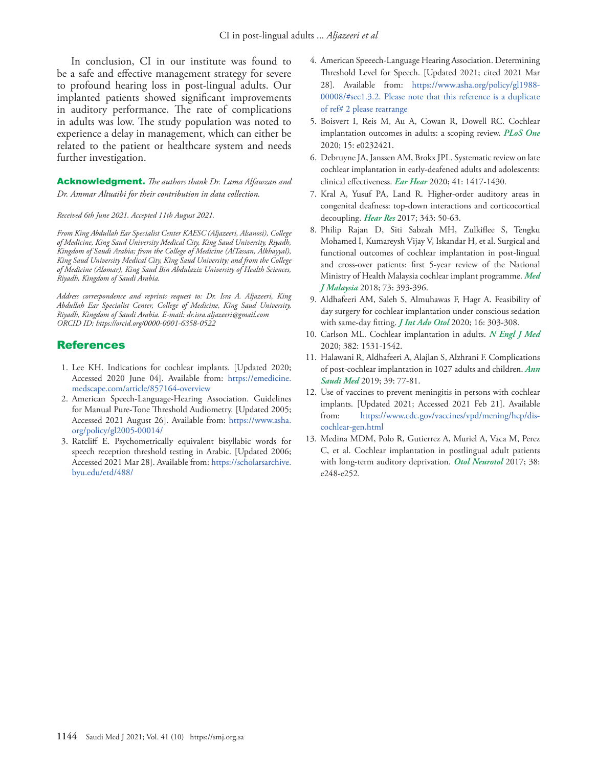In conclusion, CI in our institute was found to be a safe and effective management strategy for severe to profound hearing loss in post-lingual adults. Our implanted patients showed significant improvements in auditory performance. The rate of complications in adults was low. The study population was noted to experience a delay in management, which can either be related to the patient or healthcare system and needs further investigation.

**Acknowledgment.** *The authors thank Dr. Lama Alfawzan and Dr. Ammar Altuaibi for their contribution in data collection.*

*Received 6th June 2021. Accepted 11th August 2021.*

*From King Abdullah Ear Specialist Center KAESC (Aljazeeri, Alsanosi), College of Medicine, King Saud University Medical City, King Saud University, Riyadh, Kingdom of Saudi Arabia; from the College of Medicine (AlTassan, Alkhayyal), King Saud University Medical City, King Saud University; and from the College of Medicine (Alomar), King Saud Bin Abdulaziz University of Health Sciences, Riyadh, Kingdom of Saudi Arabia.*

*Address correspondence and reprints request to: Dr. Isra A. Aljazeeri, King Abdullah Ear Specialist Center, College of Medicine, King Saud University, Riyadh, Kingdom of Saudi Arabia. E-mail: dr.isra.aljazeeri@gmail.com ORCID ID: https://orcid.org/0000-0001-6358-0522*

## References

1. Lee KH. Indications for cochlear implants. [Updated 2020; Accessed 2020 June 04]. Available from: https://emedicine.medscape.com/article/857164-overview
2. American Speech-Language-Hearing Association. Guidelines for Manual Pure-Tone Threshold Audiometry. [Updated 2005; Accessed 2021 August 26]. Available from: https://www.asha.org/policy/gl2005-00014/
3. Ratcliff E. Psychometrically equivalent bisyllabic words for speech reception threshold testing in Arabic. [Updated 2006; Accessed 2021 Mar 28]. Available from: https://scholarsarchive.byu.edu/etd/488/
4. American Speeech-Language Hearing Association. Determining Threshold Level for Speech. [Updated 2021; cited 2021 Mar 28]. Available from: https://www.asha.org/policy/gl1988-00008/#sec1.3.2. Please note that this reference is a duplicate of ref# 2 please rearrange
5. Boisvert I, Reis M, Au A, Cowan R, Dowell RC. Cochlear implantation outcomes in adults: a scoping review. *PLoS One* 2020; 15: e0232421.
6. Debruyne JA, Janssen AM, Brokx JPL. Systematic review on late cochlear implantation in early-deafened adults and adolescents: clinical effectiveness. *Ear Hear* 2020; 41: 1417-1430.
7. Kral A, Yusuf PA, Land R. Higher-order auditory areas in congenital deafness: top-down interactions and corticocortical decoupling. *Hear Res* 2017; 343: 50-63.
8. Philip Rajan D, Siti Sabzah MH, Zulkiflee S, Tengku Mohamed I, Kumareysh Vijay V, Iskandar H, et al. Surgical and functional outcomes of cochlear implantation in post-lingual and cross-over patients: first 5-year review of the National Ministry of Health Malaysia cochlear implant programme. *Med J Malaysia* 2018; 73: 393-396.
9. Aldhafeeri AM, Saleh S, Almuhawas F, Hagr A. Feasibility of day surgery for cochlear implantation under conscious sedation with same-day fitting. *J Int Adv Otol* 2020; 16: 303-308.
10. Carlson ML. Cochlear implantation in adults. *N Engl J Med* 2020; 382: 1531-1542.
11. Halawani R, Aldhafeeri A, Alajlan S, Alzhrani F. Complications of post-cochlear implantation in 1027 adults and children. *Ann Saudi Med* 2019; 39: 77-81.
12. Use of vaccines to prevent meningitis in persons with cochlear implants. [Updated 2021; Accessed 2021 Feb 21]. Available from: https://www.cdc.gov/vaccines/vpd/mening/hcp/dis-cochlear-gen.html
13. Medina MDM, Polo R, Gutierrez A, Muriel A, Vaca M, Perez C, et al. Cochlear implantation in postlingual adult patients with long-term auditory deprivation. *Otol Neurotol* 2017; 38: e248-e252.